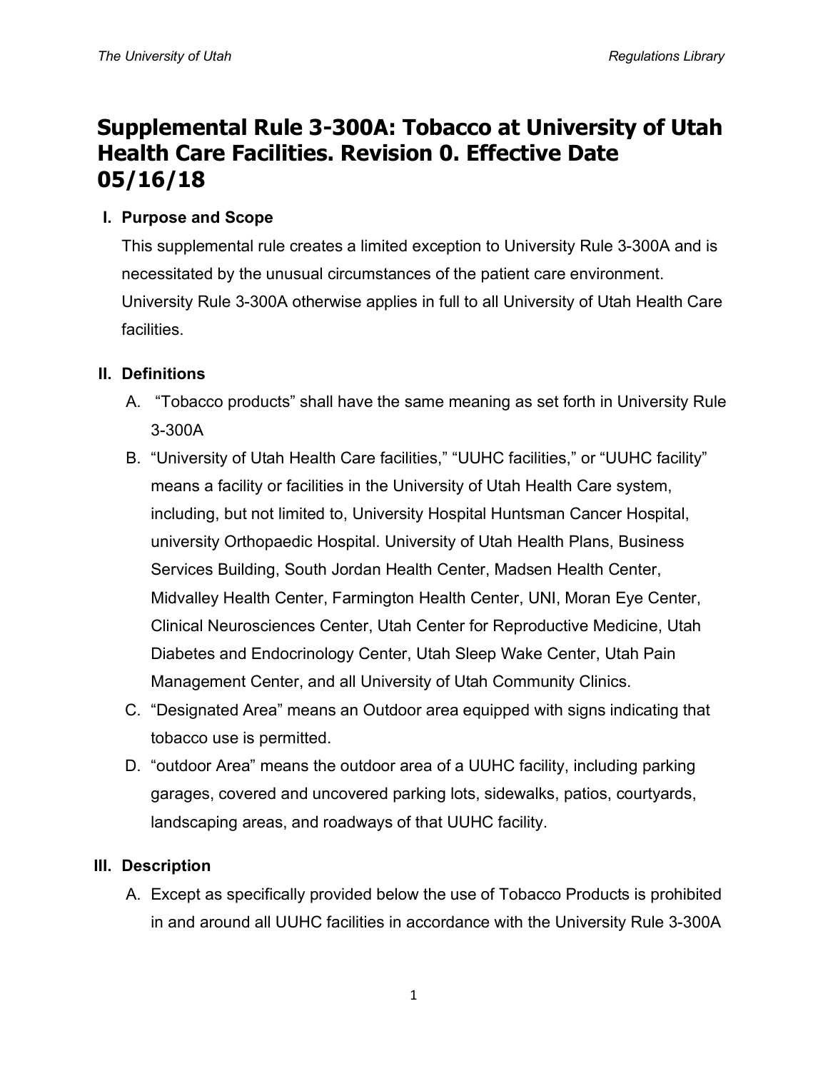# Supplemental Rule 3-300A: Tobacco at University of Utah Health Care Facilities. Revision 0. Effective Date 05/16/18

## I. Purpose and Scope

This supplemental rule creates a limited exception to University Rule 3-300A and is necessitated by the unusual circumstances of the patient care environment. University Rule 3-300A otherwise applies in full to all University of Utah Health Care facilities.

## II. Definitions

A. "Tobacco products" shall have the same meaning as set forth in University Rule 3-300A

B. "University of Utah Health Care facilities," "UUHC facilities," or "UUHC facility" means a facility or facilities in the University of Utah Health Care system, including, but not limited to, University Hospital Huntsman Cancer Hospital, university Orthopaedic Hospital. University of Utah Health Plans, Business Services Building, South Jordan Health Center, Madsen Health Center, Midvalley Health Center, Farmington Health Center, UNI, Moran Eye Center, Clinical Neurosciences Center, Utah Center for Reproductive Medicine, Utah Diabetes and Endocrinology Center, Utah Sleep Wake Center, Utah Pain Management Center, and all University of Utah Community Clinics.

C. "Designated Area" means an Outdoor area equipped with signs indicating that tobacco use is permitted.

D. "outdoor Area" means the outdoor area of a UUHC facility, including parking garages, covered and uncovered parking lots, sidewalks, patios, courtyards, landscaping areas, and roadways of that UUHC facility.

## III. Description

A. Except as specifically provided below the use of Tobacco Products is prohibited in and around all UUHC facilities in accordance with the University Rule 3-300A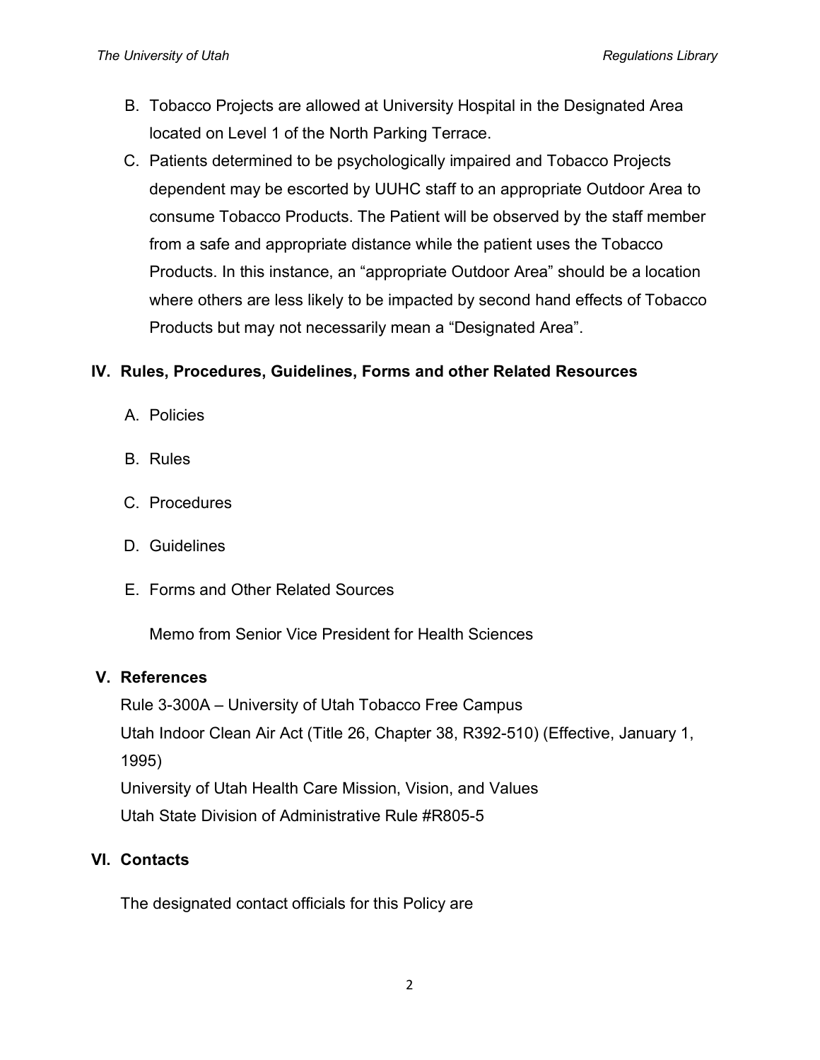B. Tobacco Projects are allowed at University Hospital in the Designated Area located on Level 1 of the North Parking Terrace.

C. Patients determined to be psychologically impaired and Tobacco Projects dependent may be escorted by UUHC staff to an appropriate Outdoor Area to consume Tobacco Products. The Patient will be observed by the staff member from a safe and appropriate distance while the patient uses the Tobacco Products. In this instance, an "appropriate Outdoor Area" should be a location where others are less likely to be impacted by second hand effects of Tobacco Products but may not necessarily mean a "Designated Area".

## IV. Rules, Procedures, Guidelines, Forms and other Related Resources

A. Policies

B. Rules

C. Procedures

D. Guidelines

E. Forms and Other Related Sources

Memo from Senior Vice President for Health Sciences

## V. References

Rule 3-300A – University of Utah Tobacco Free Campus
Utah Indoor Clean Air Act (Title 26, Chapter 38, R392-510) (Effective, January 1, 1995)
University of Utah Health Care Mission, Vision, and Values
Utah State Division of Administrative Rule #R805-5

## VI. Contacts

The designated contact officials for this Policy are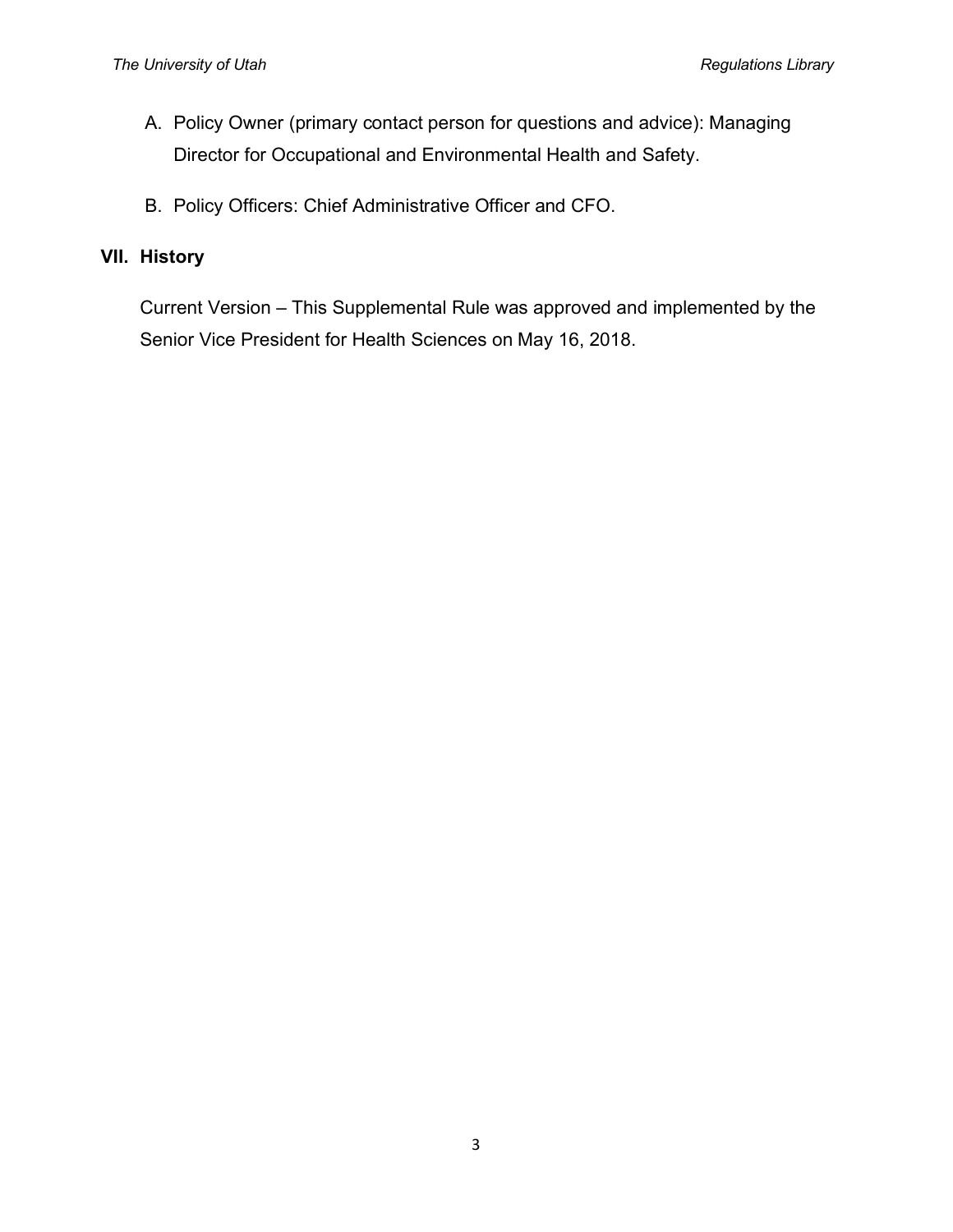A. Policy Owner (primary contact person for questions and advice): Managing Director for Occupational and Environmental Health and Safety.

B. Policy Officers: Chief Administrative Officer and CFO.

## VII. History

Current Version – This Supplemental Rule was approved and implemented by the Senior Vice President for Health Sciences on May 16, 2018.